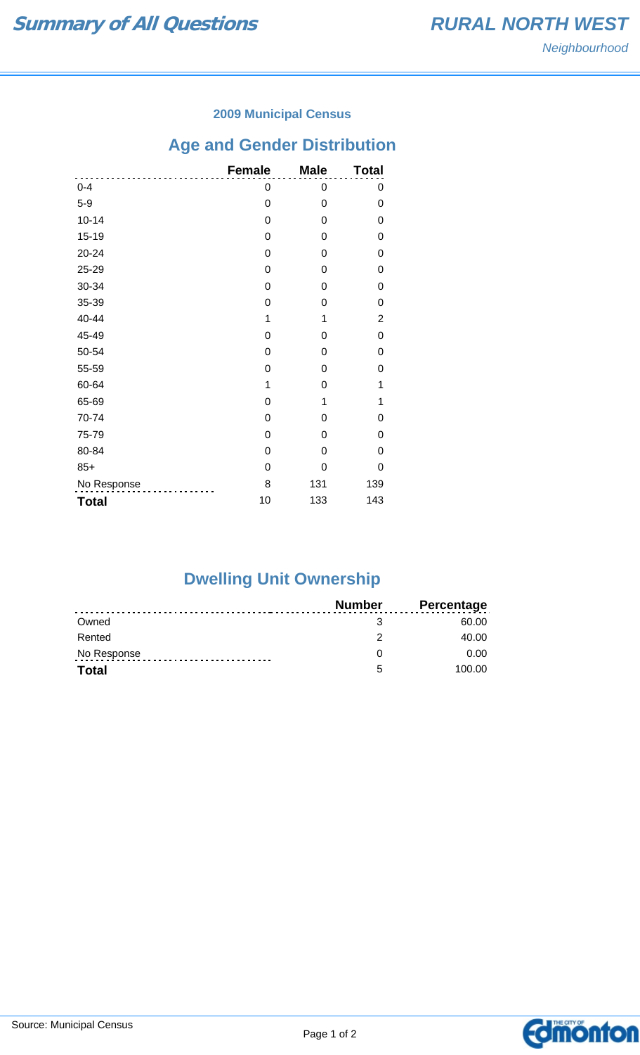# Summary of All Questions

## RURAL NORTH WEST

*Neighbourhood*

### 2009 Municipal Census

## Age and Gender Distribution

| | Female | Male | Total |
|---|---|---|---|
| 0-4 | 0 | 0 | 0 |
| 5-9 | 0 | 0 | 0 |
| 10-14 | 0 | 0 | 0 |
| 15-19 | 0 | 0 | 0 |
| 20-24 | 0 | 0 | 0 |
| 25-29 | 0 | 0 | 0 |
| 30-34 | 0 | 0 | 0 |
| 35-39 | 0 | 0 | 0 |
| 40-44 | 1 | 1 | 2 |
| 45-49 | 0 | 0 | 0 |
| 50-54 | 0 | 0 | 0 |
| 55-59 | 0 | 0 | 0 |
| 60-64 | 1 | 0 | 1 |
| 65-69 | 0 | 1 | 1 |
| 70-74 | 0 | 0 | 0 |
| 75-79 | 0 | 0 | 0 |
| 80-84 | 0 | 0 | 0 |
| 85+ | 0 | 0 | 0 |
| No Response | 8 | 131 | 139 |
| **Total** | 10 | 133 | 143 |

## Dwelling Unit Ownership

| | Number | Percentage |
|---|---|---|
| Owned | 3 | 60.00 |
| Rented | 2 | 40.00 |
| No Response | 0 | 0.00 |
| **Total** | 5 | 100.00 |

Source: Municipal Census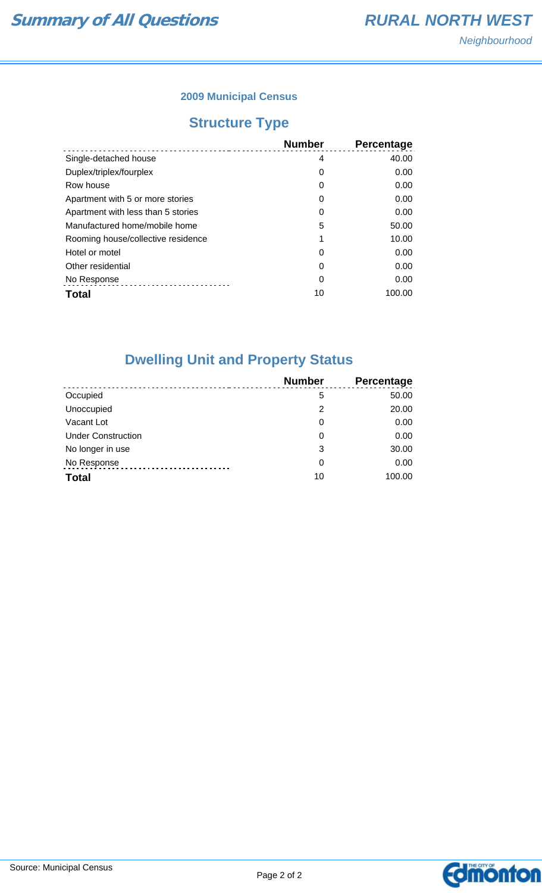## 2009 Municipal Census

### Structure Type

| | Number | Percentage |
|---|---|---|
| Single-detached house | 4 | 40.00 |
| Duplex/triplex/fourplex | 0 | 0.00 |
| Row house | 0 | 0.00 |
| Apartment with 5 or more stories | 0 | 0.00 |
| Apartment with less than 5 stories | 0 | 0.00 |
| Manufactured home/mobile home | 5 | 50.00 |
| Rooming house/collective residence | 1 | 10.00 |
| Hotel or motel | 0 | 0.00 |
| Other residential | 0 | 0.00 |
| No Response | 0 | 0.00 |
| **Total** | 10 | 100.00 |

### Dwelling Unit and Property Status

| | Number | Percentage |
|---|---|---|
| Occupied | 5 | 50.00 |
| Unoccupied | 2 | 20.00 |
| Vacant Lot | 0 | 0.00 |
| Under Construction | 0 | 0.00 |
| No longer in use | 3 | 30.00 |
| No Response | 0 | 0.00 |
| **Total** | 10 | 100.00 |

Source: Municipal Census